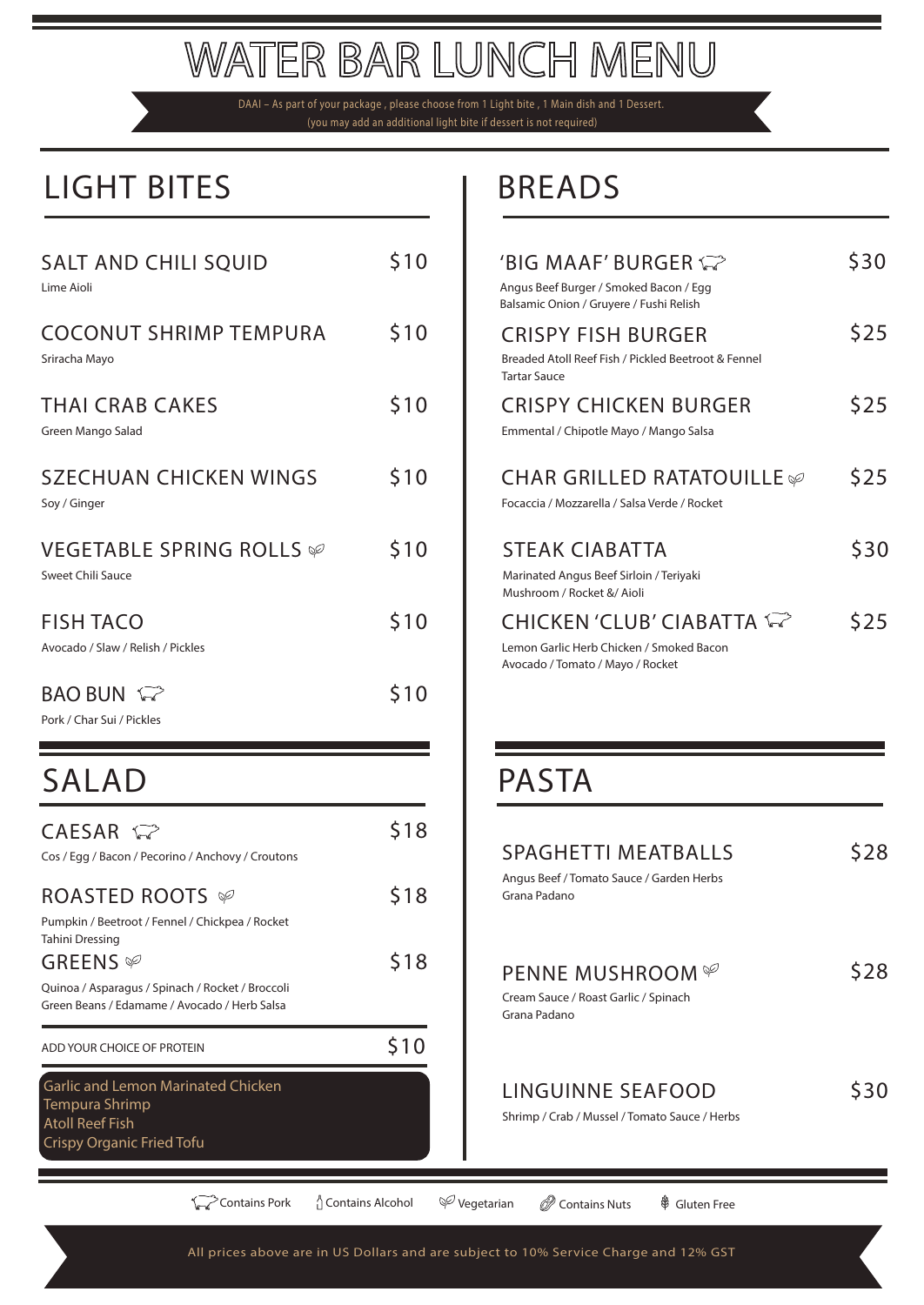# WATER BAR LUNCH MENU

DAAI – As part of your package , please choose from 1 Light bite , 1 Main dish and 1 Dessert.
(you may add an additional light bite if dessert is not required)

## LIGHT BITES

**SALT AND CHILI SQUID** — $10
Lime Aioli

**COCONUT SHRIMP TEMPURA** — $10
Sriracha Mayo

**THAI CRAB CAKES** — $10
Green Mango Salad

**SZECHUAN CHICKEN WINGS** — $10
Soy / Ginger

**VEGETABLE SPRING ROLLS** (Vegetarian) — $10
Sweet Chili Sauce

**FISH TACO** — $10
Avocado / Slaw / Relish / Pickles

**BAO BUN** (Contains Pork) — $10
Pork / Char Sui / Pickles

## SALAD

**CAESAR** (Contains Pork) — $18
Cos / Egg / Bacon / Pecorino / Anchovy / Croutons

**ROASTED ROOTS** (Vegetarian) — $18
Pumpkin / Beetroot / Fennel / Chickpea / Rocket
Tahini Dressing

**GREENS** (Vegetarian) — $18
Quinoa / Asparagus / Spinach / Rocket / Broccoli
Green Beans / Edamame / Avocado / Herb Salsa

ADD YOUR CHOICE OF PROTEIN — $10

- Garlic and Lemon Marinated Chicken
- Tempura Shrimp
- Atoll Reef Fish
- Crispy Organic Fried Tofu

## BREADS

**'BIG MAAF' BURGER** (Contains Pork) — $30
Angus Beef Burger / Smoked Bacon / Egg
Balsamic Onion / Gruyere / Fushi Relish

**CRISPY FISH BURGER** — $25
Breaded Atoll Reef Fish / Pickled Beetroot & Fennel
Tartar Sauce

**CRISPY CHICKEN BURGER** — $25
Emmental / Chipotle Mayo / Mango Salsa

**CHAR GRILLED RATATOUILLE** (Vegetarian) — $25
Focaccia / Mozzarella / Salsa Verde / Rocket

**STEAK CIABATTA** — $30
Marinated Angus Beef Sirloin / Teriyaki
Mushroom / Rocket &/ Aioli

**CHICKEN 'CLUB' CIABATTA** (Contains Pork) — $25
Lemon Garlic Herb Chicken / Smoked Bacon
Avocado / Tomato / Mayo / Rocket

## PASTA

**SPAGHETTI MEATBALLS** — $28
Angus Beef / Tomato Sauce / Garden Herbs
Grana Padano

**PENNE MUSHROOM** (Vegetarian) — $28
Cream Sauce / Roast Garlic / Spinach
Grana Padano

**LINGUINNE SEAFOOD** — $30
Shrimp / Crab / Mussel / Tomato Sauce / Herbs

Contains Pork | Contains Alcohol | Vegetarian | Contains Nuts | Gluten Free

All prices above are in US Dollars and are subject to 10% Service Charge and 12% GST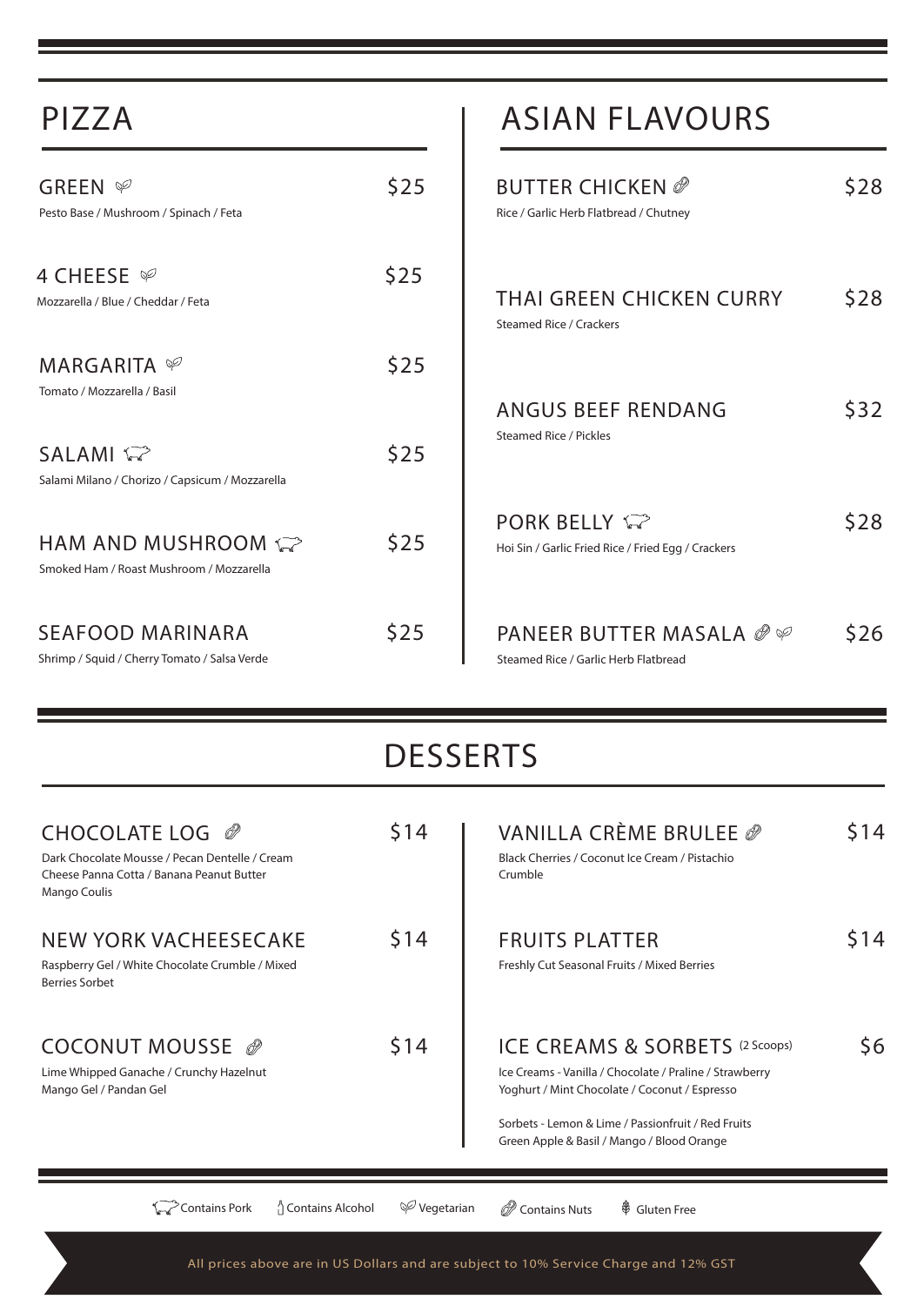## PIZZA

### GREEN (Vegetarian) — $25
Pesto Base / Mushroom / Spinach / Feta

### 4 CHEESE (Vegetarian) — $25
Mozzarella / Blue / Cheddar / Feta

### MARGARITA (Vegetarian) — $25
Tomato / Mozzarella / Basil

### SALAMI (Contains Pork) — $25
Salami Milano / Chorizo / Capsicum / Mozzarella

### HAM AND MUSHROOM (Contains Pork) — $25
Smoked Ham / Roast Mushroom / Mozzarella

### SEAFOOD MARINARA — $25
Shrimp / Squid / Cherry Tomato / Salsa Verde

## ASIAN FLAVOURS

### BUTTER CHICKEN (Contains Nuts) — $28
Rice / Garlic Herb Flatbread / Chutney

### THAI GREEN CHICKEN CURRY — $28
Steamed Rice / Crackers

### ANGUS BEEF RENDANG — $32
Steamed Rice / Pickles

### PORK BELLY (Contains Pork) — $28
Hoi Sin / Garlic Fried Rice / Fried Egg / Crackers

### PANEER BUTTER MASALA (Contains Nuts) (Vegetarian) — $26
Steamed Rice / Garlic Herb Flatbread

## DESSERTS

### CHOCOLATE LOG (Contains Nuts) — $14
Dark Chocolate Mousse / Pecan Dentelle / Cream Cheese Panna Cotta / Banana Peanut Butter Mango Coulis

### NEW YORK VACHEESECAKE — $14
Raspberry Gel / White Chocolate Crumble / Mixed Berries Sorbet

### COCONUT MOUSSE (Contains Nuts) — $14
Lime Whipped Ganache / Crunchy Hazelnut Mango Gel / Pandan Gel

### VANILLA CRÈME BRULEE (Contains Nuts) — $14
Black Cherries / Coconut Ice Cream / Pistachio Crumble

### FRUITS PLATTER — $14
Freshly Cut Seasonal Fruits / Mixed Berries

### ICE CREAMS & SORBETS (2 Scoops) — $6
Ice Creams - Vanilla / Chocolate / Praline / Strawberry Yoghurt / Mint Chocolate / Coconut / Espresso

Sorbets - Lemon & Lime / Passionfruit / Red Fruits Green Apple & Basil / Mango / Blood Orange

Contains Pork | Contains Alcohol | Vegetarian | Contains Nuts | Gluten Free

All prices above are in US Dollars and are subject to 10% Service Charge and 12% GST